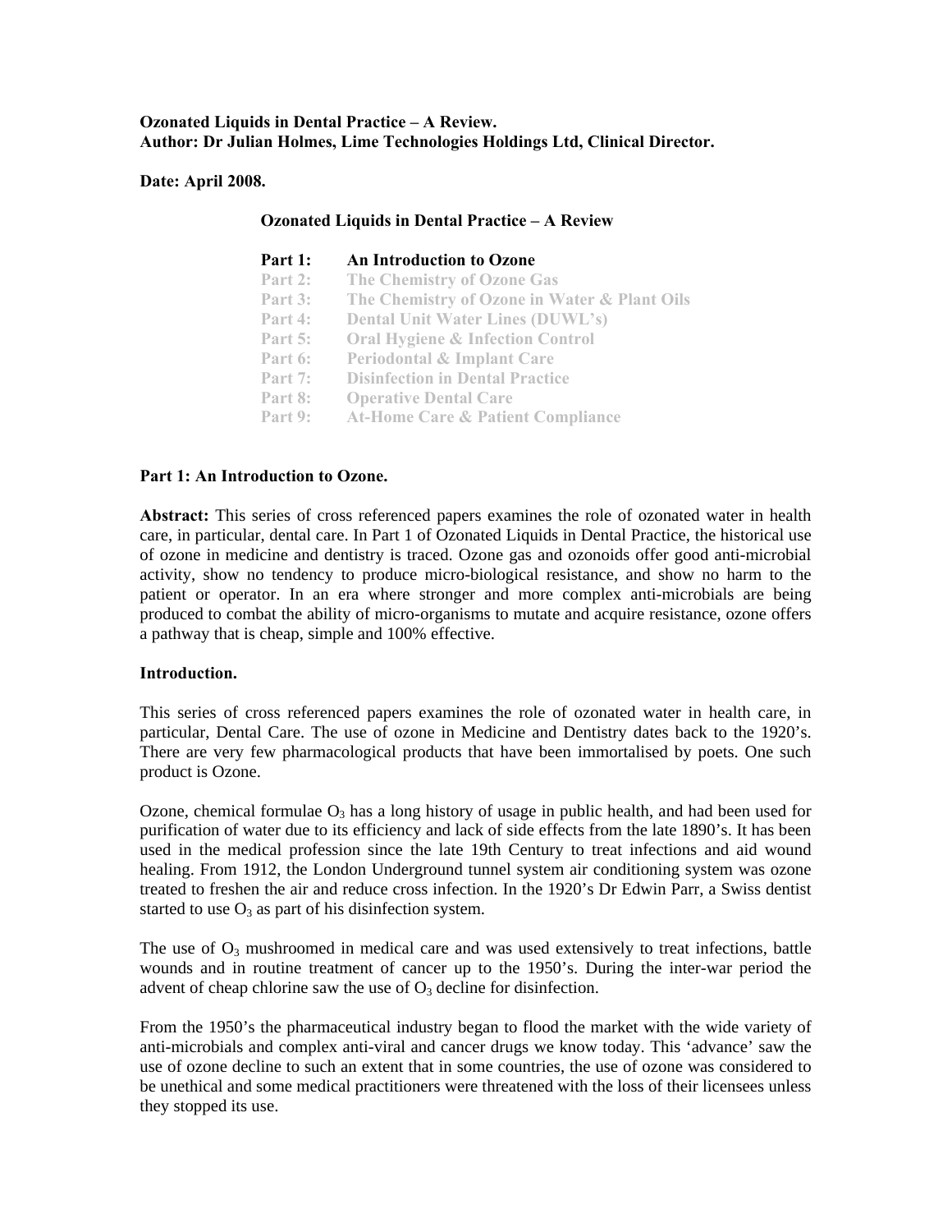**Ozonated Liquids in Dental Practice – A Review.**
**Author: Dr Julian Holmes, Lime Technologies Holdings Ltd, Clinical Director.**

**Date: April 2008.**

**Ozonated Liquids in Dental Practice – A Review**

**Part 1: An Introduction to Ozone**
**Part 2: The Chemistry of Ozone Gas**
**Part 3: The Chemistry of Ozone in Water & Plant Oils**
**Part 4: Dental Unit Water Lines (DUWL's)**
**Part 5: Oral Hygiene & Infection Control**
**Part 6: Periodontal & Implant Care**
**Part 7: Disinfection in Dental Practice**
**Part 8: Operative Dental Care**
**Part 9: At-Home Care & Patient Compliance**

## Part 1: An Introduction to Ozone.

**Abstract:** This series of cross referenced papers examines the role of ozonated water in health care, in particular, dental care. In Part 1 of Ozonated Liquids in Dental Practice, the historical use of ozone in medicine and dentistry is traced. Ozone gas and ozonoids offer good anti-microbial activity, show no tendency to produce micro-biological resistance, and show no harm to the patient or operator. In an era where stronger and more complex anti-microbials are being produced to combat the ability of micro-organisms to mutate and acquire resistance, ozone offers a pathway that is cheap, simple and 100% effective.

### Introduction.

This series of cross referenced papers examines the role of ozonated water in health care, in particular, Dental Care. The use of ozone in Medicine and Dentistry dates back to the 1920's. There are very few pharmacological products that have been immortalised by poets. One such product is Ozone.

Ozone, chemical formulae $O_3$ has a long history of usage in public health, and had been used for purification of water due to its efficiency and lack of side effects from the late 1890's. It has been used in the medical profession since the late 19th Century to treat infections and aid wound healing. From 1912, the London Underground tunnel system air conditioning system was ozone treated to freshen the air and reduce cross infection. In the 1920's Dr Edwin Parr, a Swiss dentist started to use $O_3$ as part of his disinfection system.

The use of $O_3$ mushroomed in medical care and was used extensively to treat infections, battle wounds and in routine treatment of cancer up to the 1950's. During the inter-war period the advent of cheap chlorine saw the use of $O_3$ decline for disinfection.

From the 1950's the pharmaceutical industry began to flood the market with the wide variety of anti-microbials and complex anti-viral and cancer drugs we know today. This 'advance' saw the use of ozone decline to such an extent that in some countries, the use of ozone was considered to be unethical and some medical practitioners were threatened with the loss of their licensees unless they stopped its use.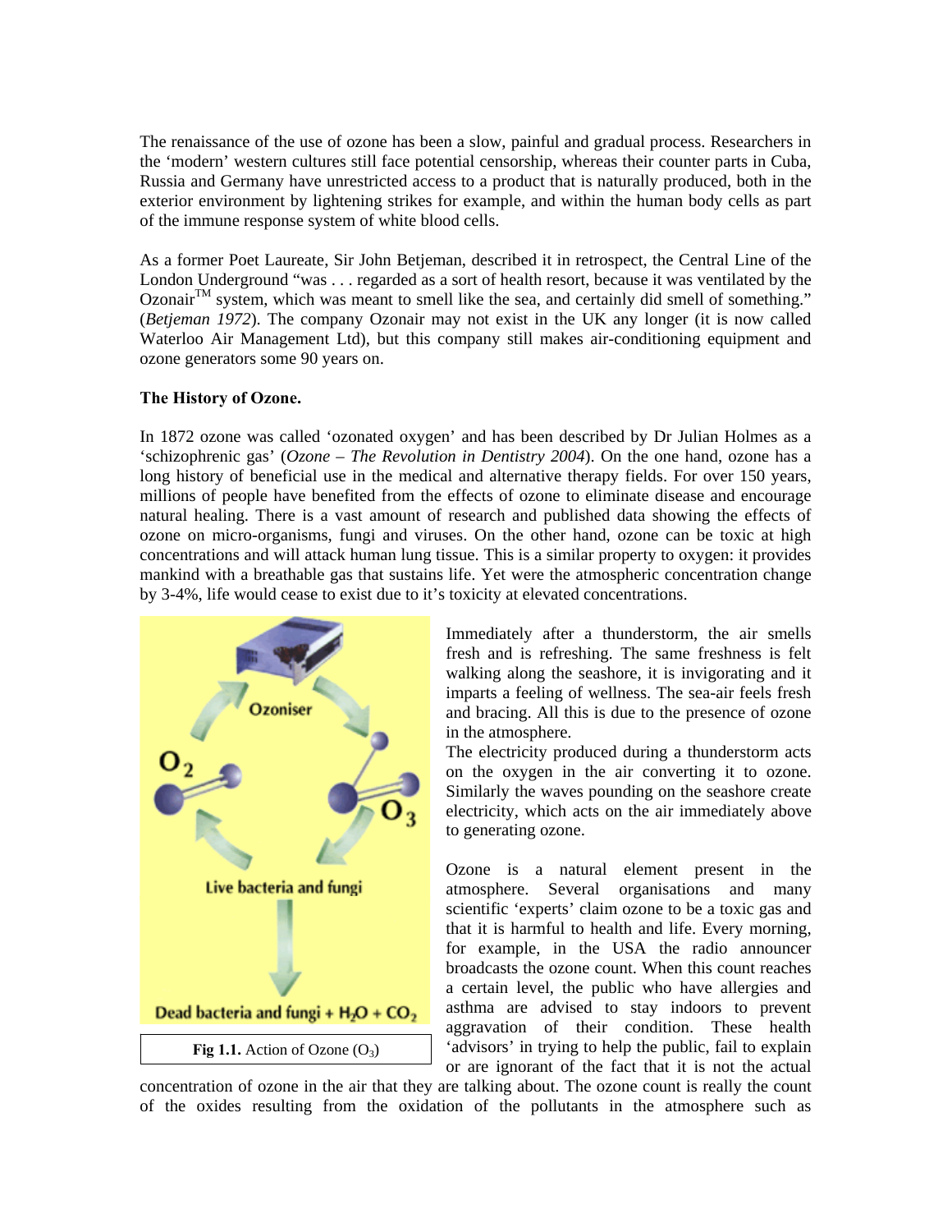The renaissance of the use of ozone has been a slow, painful and gradual process. Researchers in the 'modern' western cultures still face potential censorship, whereas their counter parts in Cuba, Russia and Germany have unrestricted access to a product that is naturally produced, both in the exterior environment by lightening strikes for example, and within the human body cells as part of the immune response system of white blood cells.

As a former Poet Laureate, Sir John Betjeman, described it in retrospect, the Central Line of the London Underground "was . . . regarded as a sort of health resort, because it was ventilated by the Ozonair™ system, which was meant to smell like the sea, and certainly did smell of something." (*Betjeman 1972*). The company Ozonair may not exist in the UK any longer (it is now called Waterloo Air Management Ltd), but this company still makes air-conditioning equipment and ozone generators some 90 years on.

**The History of Ozone.**

In 1872 ozone was called 'ozonated oxygen' and has been described by Dr Julian Holmes as a 'schizophrenic gas' (*Ozone – The Revolution in Dentistry 2004*). On the one hand, ozone has a long history of beneficial use in the medical and alternative therapy fields. For over 150 years, millions of people have benefited from the effects of ozone to eliminate disease and encourage natural healing. There is a vast amount of research and published data showing the effects of ozone on micro-organisms, fungi and viruses. On the other hand, ozone can be toxic at high concentrations and will attack human lung tissue. This is a similar property to oxygen: it provides mankind with a breathable gas that sustains life. Yet were the atmospheric concentration change by 3-4%, life would cease to exist due to it's toxicity at elevated concentrations.

**Fig 1.1.** Action of Ozone ($O_3$)

Immediately after a thunderstorm, the air smells fresh and is refreshing. The same freshness is felt walking along the seashore, it is invigorating and it imparts a feeling of wellness. The sea-air feels fresh and bracing. All this is due to the presence of ozone in the atmosphere.
The electricity produced during a thunderstorm acts on the oxygen in the air converting it to ozone. Similarly the waves pounding on the seashore create electricity, which acts on the air immediately above to generating ozone.

Ozone is a natural element present in the atmosphere. Several organisations and many scientific 'experts' claim ozone to be a toxic gas and that it is harmful to health and life. Every morning, for example, in the USA the radio announcer broadcasts the ozone count. When this count reaches a certain level, the public who have allergies and asthma are advised to stay indoors to prevent aggravation of their condition. These health 'advisors' in trying to help the public, fail to explain or are ignorant of the fact that it is not the actual concentration of ozone in the air that they are talking about. The ozone count is really the count of the oxides resulting from the oxidation of the pollutants in the atmosphere such as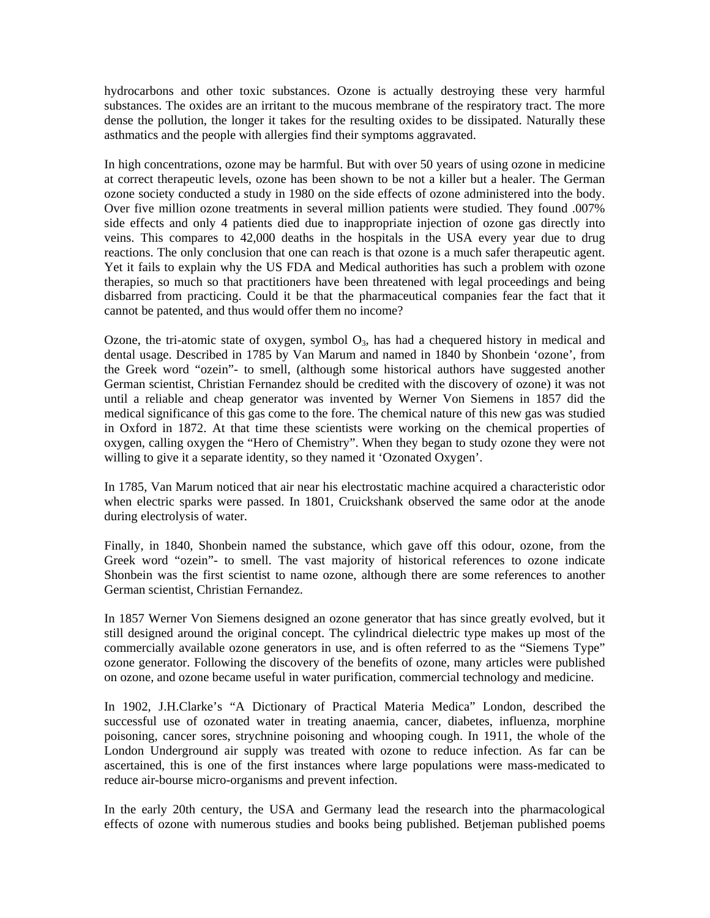hydrocarbons and other toxic substances. Ozone is actually destroying these very harmful substances. The oxides are an irritant to the mucous membrane of the respiratory tract. The more dense the pollution, the longer it takes for the resulting oxides to be dissipated. Naturally these asthmatics and the people with allergies find their symptoms aggravated.

In high concentrations, ozone may be harmful. But with over 50 years of using ozone in medicine at correct therapeutic levels, ozone has been shown to be not a killer but a healer. The German ozone society conducted a study in 1980 on the side effects of ozone administered into the body. Over five million ozone treatments in several million patients were studied. They found .007% side effects and only 4 patients died due to inappropriate injection of ozone gas directly into veins. This compares to 42,000 deaths in the hospitals in the USA every year due to drug reactions. The only conclusion that one can reach is that ozone is a much safer therapeutic agent. Yet it fails to explain why the US FDA and Medical authorities has such a problem with ozone therapies, so much so that practitioners have been threatened with legal proceedings and being disbarred from practicing. Could it be that the pharmaceutical companies fear the fact that it cannot be patented, and thus would offer them no income?

Ozone, the tri-atomic state of oxygen, symbol $O_3$, has had a chequered history in medical and dental usage. Described in 1785 by Van Marum and named in 1840 by Shonbein 'ozone', from the Greek word "ozein"- to smell, (although some historical authors have suggested another German scientist, Christian Fernandez should be credited with the discovery of ozone) it was not until a reliable and cheap generator was invented by Werner Von Siemens in 1857 did the medical significance of this gas come to the fore. The chemical nature of this new gas was studied in Oxford in 1872. At that time these scientists were working on the chemical properties of oxygen, calling oxygen the "Hero of Chemistry". When they began to study ozone they were not willing to give it a separate identity, so they named it 'Ozonated Oxygen'.

In 1785, Van Marum noticed that air near his electrostatic machine acquired a characteristic odor when electric sparks were passed. In 1801, Cruickshank observed the same odor at the anode during electrolysis of water.

Finally, in 1840, Shonbein named the substance, which gave off this odour, ozone, from the Greek word "ozein"- to smell. The vast majority of historical references to ozone indicate Shonbein was the first scientist to name ozone, although there are some references to another German scientist, Christian Fernandez.

In 1857 Werner Von Siemens designed an ozone generator that has since greatly evolved, but it still designed around the original concept. The cylindrical dielectric type makes up most of the commercially available ozone generators in use, and is often referred to as the "Siemens Type" ozone generator. Following the discovery of the benefits of ozone, many articles were published on ozone, and ozone became useful in water purification, commercial technology and medicine.

In 1902, J.H.Clarke's "A Dictionary of Practical Materia Medica" London, described the successful use of ozonated water in treating anaemia, cancer, diabetes, influenza, morphine poisoning, cancer sores, strychnine poisoning and whooping cough. In 1911, the whole of the London Underground air supply was treated with ozone to reduce infection. As far can be ascertained, this is one of the first instances where large populations were mass-medicated to reduce air-bourse micro-organisms and prevent infection.

In the early 20th century, the USA and Germany lead the research into the pharmacological effects of ozone with numerous studies and books being published. Betjeman published poems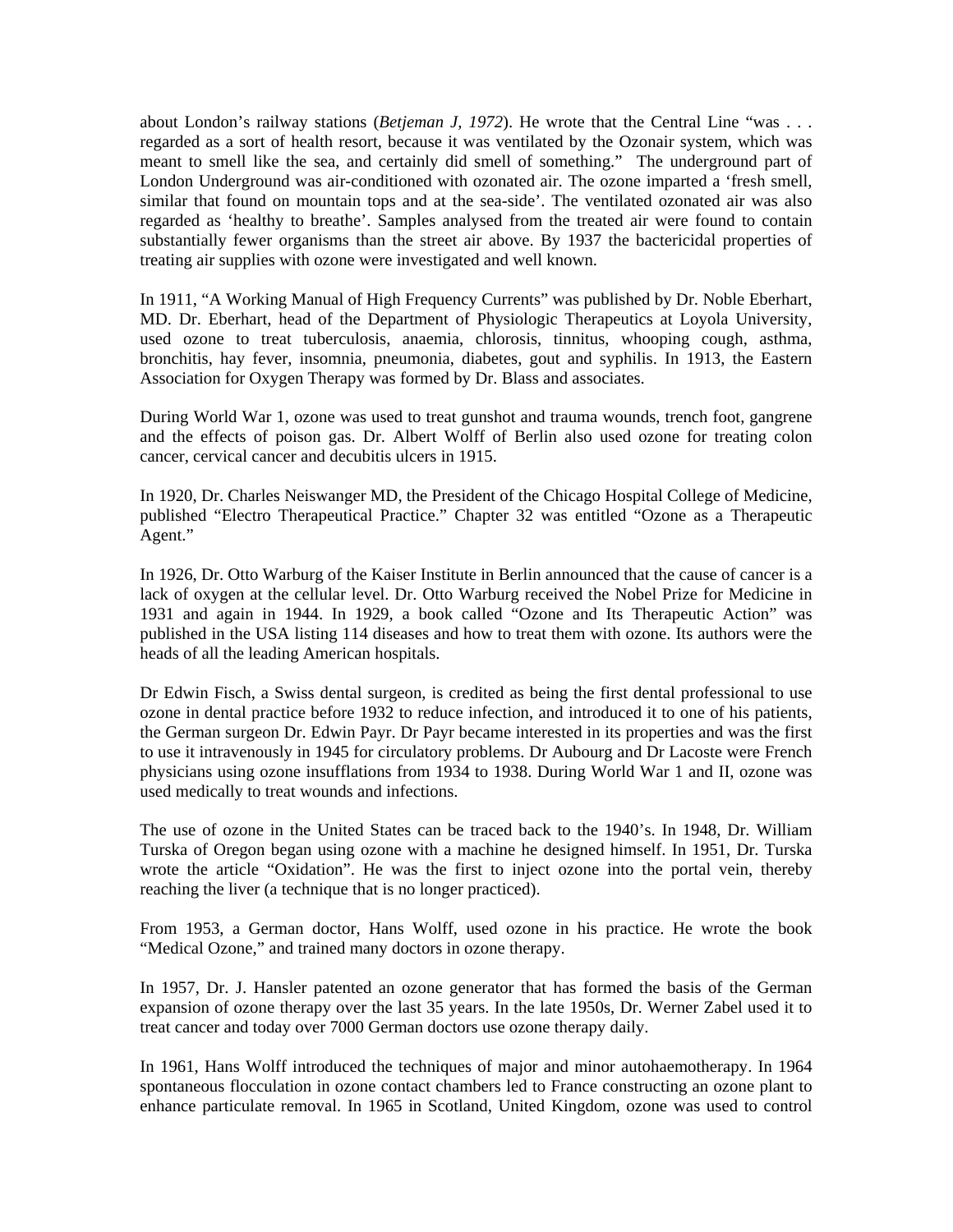about London's railway stations (*Betjeman J, 1972*). He wrote that the Central Line "was . . . regarded as a sort of health resort, because it was ventilated by the Ozonair system, which was meant to smell like the sea, and certainly did smell of something." The underground part of London Underground was air-conditioned with ozonated air. The ozone imparted a 'fresh smell, similar that found on mountain tops and at the sea-side'. The ventilated ozonated air was also regarded as 'healthy to breathe'. Samples analysed from the treated air were found to contain substantially fewer organisms than the street air above. By 1937 the bactericidal properties of treating air supplies with ozone were investigated and well known.

In 1911, "A Working Manual of High Frequency Currents" was published by Dr. Noble Eberhart, MD. Dr. Eberhart, head of the Department of Physiologic Therapeutics at Loyola University, used ozone to treat tuberculosis, anaemia, chlorosis, tinnitus, whooping cough, asthma, bronchitis, hay fever, insomnia, pneumonia, diabetes, gout and syphilis. In 1913, the Eastern Association for Oxygen Therapy was formed by Dr. Blass and associates.

During World War 1, ozone was used to treat gunshot and trauma wounds, trench foot, gangrene and the effects of poison gas. Dr. Albert Wolff of Berlin also used ozone for treating colon cancer, cervical cancer and decubitis ulcers in 1915.

In 1920, Dr. Charles Neiswanger MD, the President of the Chicago Hospital College of Medicine, published "Electro Therapeutical Practice." Chapter 32 was entitled "Ozone as a Therapeutic Agent."

In 1926, Dr. Otto Warburg of the Kaiser Institute in Berlin announced that the cause of cancer is a lack of oxygen at the cellular level. Dr. Otto Warburg received the Nobel Prize for Medicine in 1931 and again in 1944. In 1929, a book called "Ozone and Its Therapeutic Action" was published in the USA listing 114 diseases and how to treat them with ozone. Its authors were the heads of all the leading American hospitals.

Dr Edwin Fisch, a Swiss dental surgeon, is credited as being the first dental professional to use ozone in dental practice before 1932 to reduce infection, and introduced it to one of his patients, the German surgeon Dr. Edwin Payr. Dr Payr became interested in its properties and was the first to use it intravenously in 1945 for circulatory problems. Dr Aubourg and Dr Lacoste were French physicians using ozone insufflations from 1934 to 1938. During World War 1 and II, ozone was used medically to treat wounds and infections.

The use of ozone in the United States can be traced back to the 1940's. In 1948, Dr. William Turska of Oregon began using ozone with a machine he designed himself. In 1951, Dr. Turska wrote the article "Oxidation". He was the first to inject ozone into the portal vein, thereby reaching the liver (a technique that is no longer practiced).

From 1953, a German doctor, Hans Wolff, used ozone in his practice. He wrote the book "Medical Ozone," and trained many doctors in ozone therapy.

In 1957, Dr. J. Hansler patented an ozone generator that has formed the basis of the German expansion of ozone therapy over the last 35 years. In the late 1950s, Dr. Werner Zabel used it to treat cancer and today over 7000 German doctors use ozone therapy daily.

In 1961, Hans Wolff introduced the techniques of major and minor autohaemotherapy. In 1964 spontaneous flocculation in ozone contact chambers led to France constructing an ozone plant to enhance particulate removal. In 1965 in Scotland, United Kingdom, ozone was used to control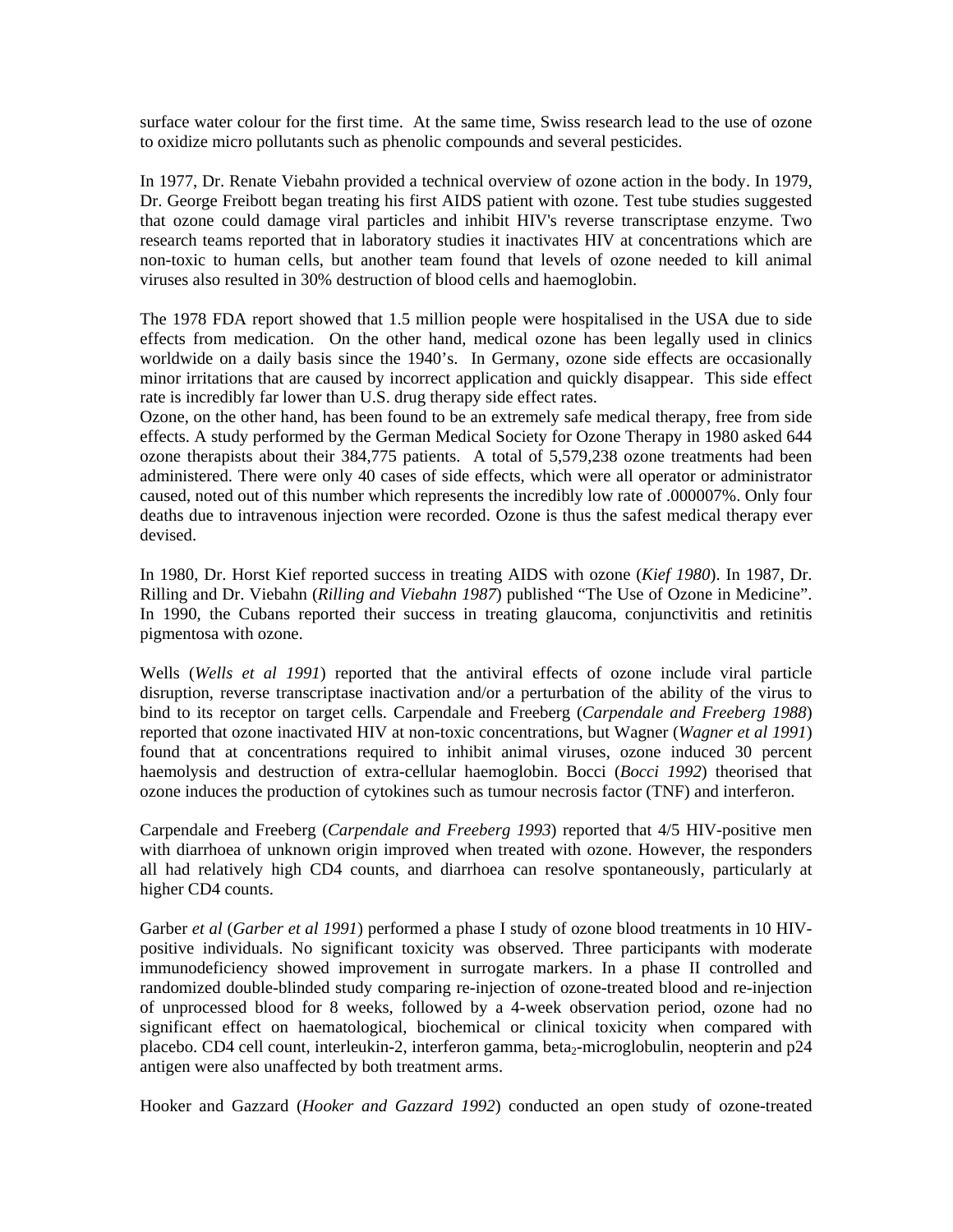surface water colour for the first time. At the same time, Swiss research lead to the use of ozone to oxidize micro pollutants such as phenolic compounds and several pesticides.

In 1977, Dr. Renate Viebahn provided a technical overview of ozone action in the body. In 1979, Dr. George Freibott began treating his first AIDS patient with ozone. Test tube studies suggested that ozone could damage viral particles and inhibit HIV's reverse transcriptase enzyme. Two research teams reported that in laboratory studies it inactivates HIV at concentrations which are non-toxic to human cells, but another team found that levels of ozone needed to kill animal viruses also resulted in 30% destruction of blood cells and haemoglobin.

The 1978 FDA report showed that 1.5 million people were hospitalised in the USA due to side effects from medication. On the other hand, medical ozone has been legally used in clinics worldwide on a daily basis since the 1940's. In Germany, ozone side effects are occasionally minor irritations that are caused by incorrect application and quickly disappear. This side effect rate is incredibly far lower than U.S. drug therapy side effect rates.
Ozone, on the other hand, has been found to be an extremely safe medical therapy, free from side effects. A study performed by the German Medical Society for Ozone Therapy in 1980 asked 644 ozone therapists about their 384,775 patients. A total of 5,579,238 ozone treatments had been administered. There were only 40 cases of side effects, which were all operator or administrator caused, noted out of this number which represents the incredibly low rate of .000007%. Only four deaths due to intravenous injection were recorded. Ozone is thus the safest medical therapy ever devised.

In 1980, Dr. Horst Kief reported success in treating AIDS with ozone (*Kief 1980*). In 1987, Dr. Rilling and Dr. Viebahn (*Rilling and Viebahn 1987*) published "The Use of Ozone in Medicine". In 1990, the Cubans reported their success in treating glaucoma, conjunctivitis and retinitis pigmentosa with ozone.

Wells (*Wells et al 1991*) reported that the antiviral effects of ozone include viral particle disruption, reverse transcriptase inactivation and/or a perturbation of the ability of the virus to bind to its receptor on target cells. Carpendale and Freeberg (*Carpendale and Freeberg 1988*) reported that ozone inactivated HIV at non-toxic concentrations, but Wagner (*Wagner et al 1991*) found that at concentrations required to inhibit animal viruses, ozone induced 30 percent haemolysis and destruction of extra-cellular haemoglobin. Bocci (*Bocci 1992*) theorised that ozone induces the production of cytokines such as tumour necrosis factor (TNF) and interferon.

Carpendale and Freeberg (*Carpendale and Freeberg 1993*) reported that 4/5 HIV-positive men with diarrhoea of unknown origin improved when treated with ozone. However, the responders all had relatively high CD4 counts, and diarrhoea can resolve spontaneously, particularly at higher CD4 counts.

Garber *et al* (*Garber et al 1991*) performed a phase I study of ozone blood treatments in 10 HIV-positive individuals. No significant toxicity was observed. Three participants with moderate immunodeficiency showed improvement in surrogate markers. In a phase II controlled and randomized double-blinded study comparing re-injection of ozone-treated blood and re-injection of unprocessed blood for 8 weeks, followed by a 4-week observation period, ozone had no significant effect on haematological, biochemical or clinical toxicity when compared with placebo. CD4 cell count, interleukin-2, interferon gamma, beta$_2$-microglobulin, neopterin and p24 antigen were also unaffected by both treatment arms.

Hooker and Gazzard (*Hooker and Gazzard 1992*) conducted an open study of ozone-treated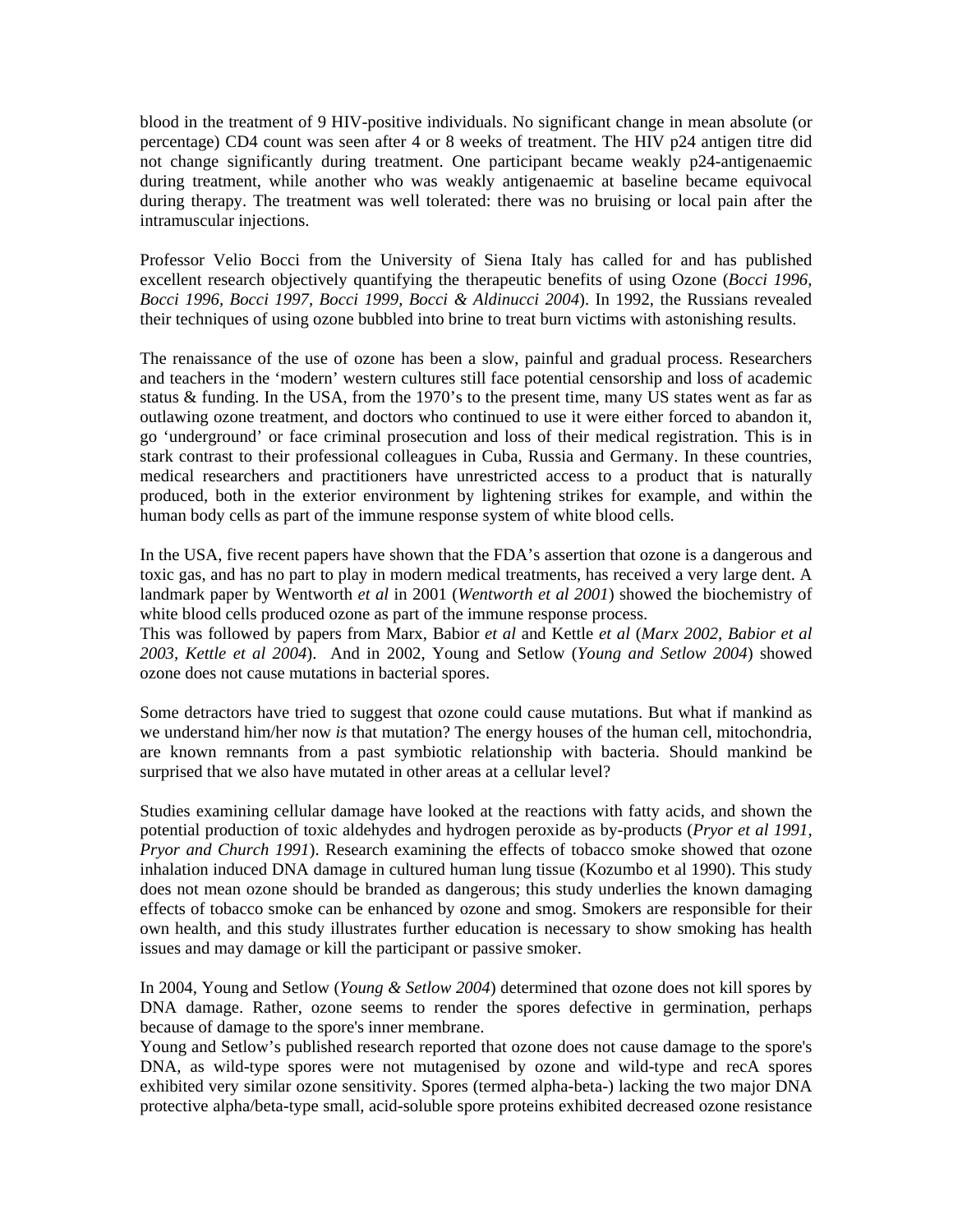blood in the treatment of 9 HIV-positive individuals. No significant change in mean absolute (or percentage) CD4 count was seen after 4 or 8 weeks of treatment. The HIV p24 antigen titre did not change significantly during treatment. One participant became weakly p24-antigenaemic during treatment, while another who was weakly antigenaemic at baseline became equivocal during therapy. The treatment was well tolerated: there was no bruising or local pain after the intramuscular injections.

Professor Velio Bocci from the University of Siena Italy has called for and has published excellent research objectively quantifying the therapeutic benefits of using Ozone (*Bocci 1996, Bocci 1996, Bocci 1997, Bocci 1999, Bocci & Aldinucci 2004*). In 1992, the Russians revealed their techniques of using ozone bubbled into brine to treat burn victims with astonishing results.

The renaissance of the use of ozone has been a slow, painful and gradual process. Researchers and teachers in the 'modern' western cultures still face potential censorship and loss of academic status & funding. In the USA, from the 1970's to the present time, many US states went as far as outlawing ozone treatment, and doctors who continued to use it were either forced to abandon it, go 'underground' or face criminal prosecution and loss of their medical registration. This is in stark contrast to their professional colleagues in Cuba, Russia and Germany. In these countries, medical researchers and practitioners have unrestricted access to a product that is naturally produced, both in the exterior environment by lightening strikes for example, and within the human body cells as part of the immune response system of white blood cells.

In the USA, five recent papers have shown that the FDA's assertion that ozone is a dangerous and toxic gas, and has no part to play in modern medical treatments, has received a very large dent. A landmark paper by Wentworth *et al* in 2001 (*Wentworth et al 2001*) showed the biochemistry of white blood cells produced ozone as part of the immune response process.
This was followed by papers from Marx, Babior *et al* and Kettle *et al* (*Marx 2002, Babior et al 2003, Kettle et al 2004*). And in 2002, Young and Setlow (*Young and Setlow 2004*) showed ozone does not cause mutations in bacterial spores.

Some detractors have tried to suggest that ozone could cause mutations. But what if mankind as we understand him/her now *is* that mutation? The energy houses of the human cell, mitochondria, are known remnants from a past symbiotic relationship with bacteria. Should mankind be surprised that we also have mutated in other areas at a cellular level?

Studies examining cellular damage have looked at the reactions with fatty acids, and shown the potential production of toxic aldehydes and hydrogen peroxide as by-products (*Pryor et al 1991, Pryor and Church 1991*). Research examining the effects of tobacco smoke showed that ozone inhalation induced DNA damage in cultured human lung tissue (Kozumbo et al 1990). This study does not mean ozone should be branded as dangerous; this study underlies the known damaging effects of tobacco smoke can be enhanced by ozone and smog. Smokers are responsible for their own health, and this study illustrates further education is necessary to show smoking has health issues and may damage or kill the participant or passive smoker.

In 2004, Young and Setlow (*Young & Setlow 2004*) determined that ozone does not kill spores by DNA damage. Rather, ozone seems to render the spores defective in germination, perhaps because of damage to the spore's inner membrane.
Young and Setlow's published research reported that ozone does not cause damage to the spore's DNA, as wild-type spores were not mutagenised by ozone and wild-type and recA spores exhibited very similar ozone sensitivity. Spores (termed alpha-beta-) lacking the two major DNA protective alpha/beta-type small, acid-soluble spore proteins exhibited decreased ozone resistance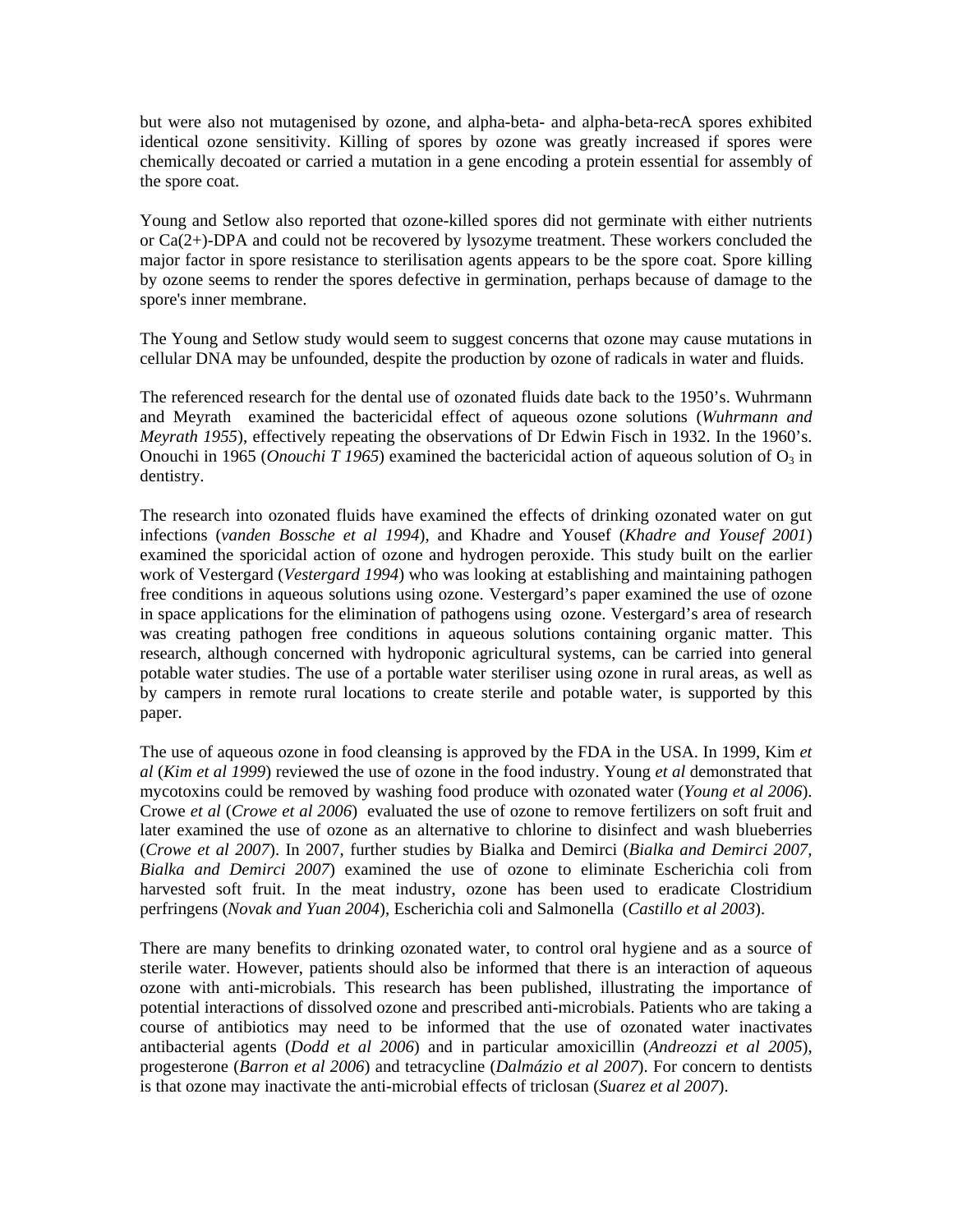but were also not mutagenised by ozone, and alpha-beta- and alpha-beta-recA spores exhibited identical ozone sensitivity. Killing of spores by ozone was greatly increased if spores were chemically decoated or carried a mutation in a gene encoding a protein essential for assembly of the spore coat.

Young and Setlow also reported that ozone-killed spores did not germinate with either nutrients or Ca(2+)-DPA and could not be recovered by lysozyme treatment. These workers concluded the major factor in spore resistance to sterilisation agents appears to be the spore coat. Spore killing by ozone seems to render the spores defective in germination, perhaps because of damage to the spore's inner membrane.

The Young and Setlow study would seem to suggest concerns that ozone may cause mutations in cellular DNA may be unfounded, despite the production by ozone of radicals in water and fluids.

The referenced research for the dental use of ozonated fluids date back to the 1950's. Wuhrmann and Meyrath examined the bactericidal effect of aqueous ozone solutions (*Wuhrmann and Meyrath 1955*), effectively repeating the observations of Dr Edwin Fisch in 1932. In the 1960's. Onouchi in 1965 (*Onouchi T 1965*) examined the bactericidal action of aqueous solution of $O_3$ in dentistry.

The research into ozonated fluids have examined the effects of drinking ozonated water on gut infections (*vanden Bossche et al 1994*), and Khadre and Yousef (*Khadre and Yousef 2001*) examined the sporicidal action of ozone and hydrogen peroxide. This study built on the earlier work of Vestergard (*Vestergard 1994*) who was looking at establishing and maintaining pathogen free conditions in aqueous solutions using ozone. Vestergard's paper examined the use of ozone in space applications for the elimination of pathogens using ozone. Vestergard's area of research was creating pathogen free conditions in aqueous solutions containing organic matter. This research, although concerned with hydroponic agricultural systems, can be carried into general potable water studies. The use of a portable water steriliser using ozone in rural areas, as well as by campers in remote rural locations to create sterile and potable water, is supported by this paper.

The use of aqueous ozone in food cleansing is approved by the FDA in the USA. In 1999, Kim *et al* (*Kim et al 1999*) reviewed the use of ozone in the food industry. Young *et al* demonstrated that mycotoxins could be removed by washing food produce with ozonated water (*Young et al 2006*). Crowe *et al* (*Crowe et al 2006*) evaluated the use of ozone to remove fertilizers on soft fruit and later examined the use of ozone as an alternative to chlorine to disinfect and wash blueberries (*Crowe et al 2007*). In 2007, further studies by Bialka and Demirci (*Bialka and Demirci 2007, Bialka and Demirci 2007*) examined the use of ozone to eliminate Escherichia coli from harvested soft fruit. In the meat industry, ozone has been used to eradicate Clostridium perfringens (*Novak and Yuan 2004*), Escherichia coli and Salmonella (*Castillo et al 2003*).

There are many benefits to drinking ozonated water, to control oral hygiene and as a source of sterile water. However, patients should also be informed that there is an interaction of aqueous ozone with anti-microbials. This research has been published, illustrating the importance of potential interactions of dissolved ozone and prescribed anti-microbials. Patients who are taking a course of antibiotics may need to be informed that the use of ozonated water inactivates antibacterial agents (*Dodd et al 2006*) and in particular amoxicillin (*Andreozzi et al 2005*), progesterone (*Barron et al 2006*) and tetracycline (*Dalmázio et al 2007*). For concern to dentists is that ozone may inactivate the anti-microbial effects of triclosan (*Suarez et al 2007*).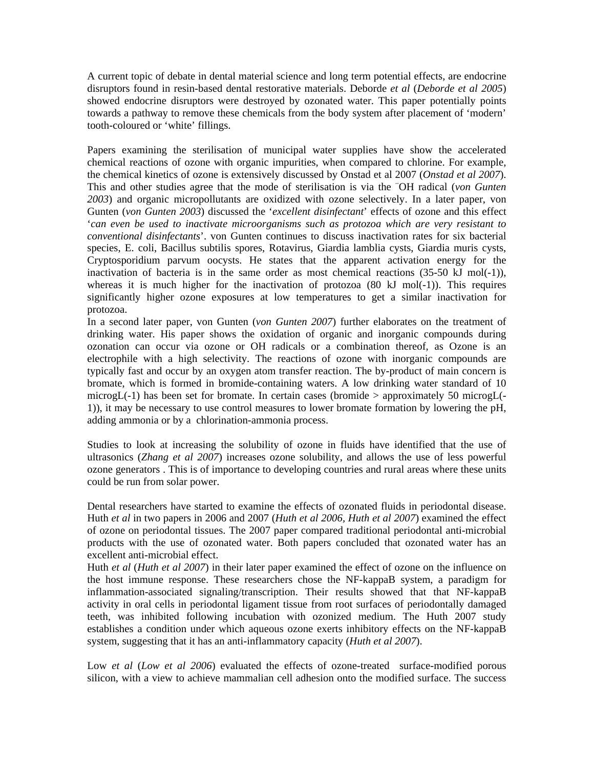A current topic of debate in dental material science and long term potential effects, are endocrine disruptors found in resin-based dental restorative materials. Deborde *et al* (*Deborde et al 2005*) showed endocrine disruptors were destroyed by ozonated water. This paper potentially points towards a pathway to remove these chemicals from the body system after placement of 'modern' tooth-coloured or 'white' fillings.

Papers examining the sterilisation of municipal water supplies have show the accelerated chemical reactions of ozone with organic impurities, when compared to chlorine. For example, the chemical kinetics of ozone is extensively discussed by Onstad et al 2007 (*Onstad et al 2007*). This and other studies agree that the mode of sterilisation is via the $^{-}$OH radical (*von Gunten 2003*) and organic micropollutants are oxidized with ozone selectively. In a later paper, von Gunten (*von Gunten 2003*) discussed the '*excellent disinfectant*' effects of ozone and this effect '*can even be used to inactivate microorganisms such as protozoa which are very resistant to conventional disinfectants*'. von Gunten continues to discuss inactivation rates for six bacterial species, E. coli, Bacillus subtilis spores, Rotavirus, Giardia lamblia cysts, Giardia muris cysts, Cryptosporidium parvum oocysts. He states that the apparent activation energy for the inactivation of bacteria is in the same order as most chemical reactions (35-50 kJ mol(-1)), whereas it is much higher for the inactivation of protozoa (80 kJ mol(-1)). This requires significantly higher ozone exposures at low temperatures to get a similar inactivation for protozoa.

In a second later paper, von Gunten (*von Gunten 2007*) further elaborates on the treatment of drinking water. His paper shows the oxidation of organic and inorganic compounds during ozonation can occur via ozone or OH radicals or a combination thereof, as Ozone is an electrophile with a high selectivity. The reactions of ozone with inorganic compounds are typically fast and occur by an oxygen atom transfer reaction. The by-product of main concern is bromate, which is formed in bromide-containing waters. A low drinking water standard of 10 microgL(-1) has been set for bromate. In certain cases (bromide > approximately 50 microgL(-1)), it may be necessary to use control measures to lower bromate formation by lowering the pH, adding ammonia or by a chlorination-ammonia process.

Studies to look at increasing the solubility of ozone in fluids have identified that the use of ultrasonics (*Zhang et al 2007*) increases ozone solubility, and allows the use of less powerful ozone generators . This is of importance to developing countries and rural areas where these units could be run from solar power.

Dental researchers have started to examine the effects of ozonated fluids in periodontal disease. Huth *et al* in two papers in 2006 and 2007 (*Huth et al 2006, Huth et al 2007*) examined the effect of ozone on periodontal tissues. The 2007 paper compared traditional periodontal anti-microbial products with the use of ozonated water. Both papers concluded that ozonated water has an excellent anti-microbial effect.

Huth *et al* (*Huth et al 2007*) in their later paper examined the effect of ozone on the influence on the host immune response. These researchers chose the NF-kappaB system, a paradigm for inflammation-associated signaling/transcription. Their results showed that that NF-kappaB activity in oral cells in periodontal ligament tissue from root surfaces of periodontally damaged teeth, was inhibited following incubation with ozonized medium. The Huth 2007 study establishes a condition under which aqueous ozone exerts inhibitory effects on the NF-kappaB system, suggesting that it has an anti-inflammatory capacity (*Huth et al 2007*).

Low *et al* (*Low et al 2006*) evaluated the effects of ozone-treated surface-modified porous silicon, with a view to achieve mammalian cell adhesion onto the modified surface. The success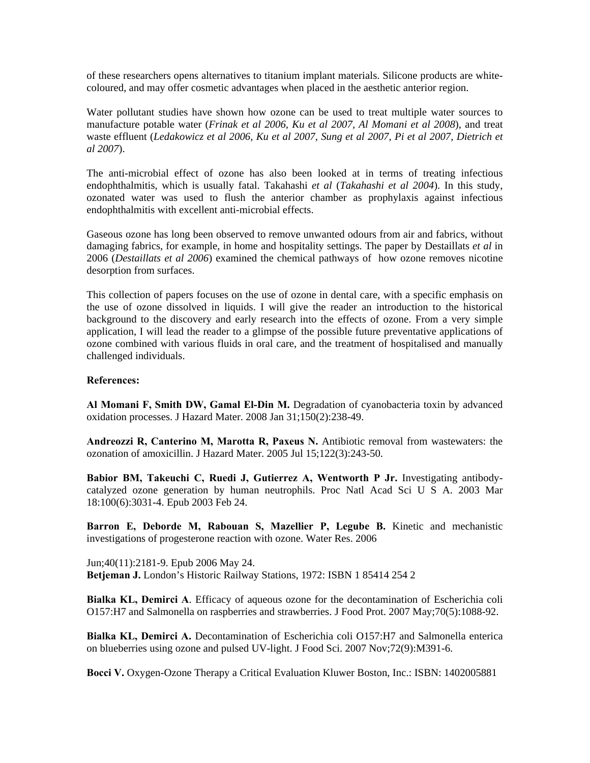of these researchers opens alternatives to titanium implant materials. Silicone products are white-coloured, and may offer cosmetic advantages when placed in the aesthetic anterior region.

Water pollutant studies have shown how ozone can be used to treat multiple water sources to manufacture potable water (*Frinak et al 2006, Ku et al 2007, Al Momani et al 2008*), and treat waste effluent (*Ledakowicz et al 2006, Ku et al 2007, Sung et al 2007, Pi et al 2007, Dietrich et al 2007*).

The anti-microbial effect of ozone has also been looked at in terms of treating infectious endophthalmitis, which is usually fatal. Takahashi *et al* (*Takahashi et al 2004*). In this study, ozonated water was used to flush the anterior chamber as prophylaxis against infectious endophthalmitis with excellent anti-microbial effects.

Gaseous ozone has long been observed to remove unwanted odours from air and fabrics, without damaging fabrics, for example, in home and hospitality settings. The paper by Destaillats *et al* in 2006 (*Destaillats et al 2006*) examined the chemical pathways of how ozone removes nicotine desorption from surfaces.

This collection of papers focuses on the use of ozone in dental care, with a specific emphasis on the use of ozone dissolved in liquids. I will give the reader an introduction to the historical background to the discovery and early research into the effects of ozone. From a very simple application, I will lead the reader to a glimpse of the possible future preventative applications of ozone combined with various fluids in oral care, and the treatment of hospitalised and manually challenged individuals.

**References:**

**Al Momani F, Smith DW, Gamal El-Din M.** Degradation of cyanobacteria toxin by advanced oxidation processes. J Hazard Mater. 2008 Jan 31;150(2):238-49.

**Andreozzi R, Canterino M, Marotta R, Paxeus N.** Antibiotic removal from wastewaters: the ozonation of amoxicillin. J Hazard Mater. 2005 Jul 15;122(3):243-50.

**Babior BM, Takeuchi C, Ruedi J, Gutierrez A, Wentworth P Jr.** Investigating antibody-catalyzed ozone generation by human neutrophils. Proc Natl Acad Sci U S A. 2003 Mar 18:100(6):3031-4. Epub 2003 Feb 24.

**Barron E, Deborde M, Rabouan S, Mazellier P, Legube B.** Kinetic and mechanistic investigations of progesterone reaction with ozone. Water Res. 2006

Jun;40(11):2181-9. Epub 2006 May 24.

**Betjeman J.** London's Historic Railway Stations, 1972: ISBN 1 85414 254 2

**Bialka KL, Demirci A**. Efficacy of aqueous ozone for the decontamination of Escherichia coli O157:H7 and Salmonella on raspberries and strawberries. J Food Prot. 2007 May;70(5):1088-92.

**Bialka KL, Demirci A.** Decontamination of Escherichia coli O157:H7 and Salmonella enterica on blueberries using ozone and pulsed UV-light. J Food Sci. 2007 Nov;72(9):M391-6.

**Bocci V.** Oxygen-Ozone Therapy a Critical Evaluation Kluwer Boston, Inc.: ISBN: 1402005881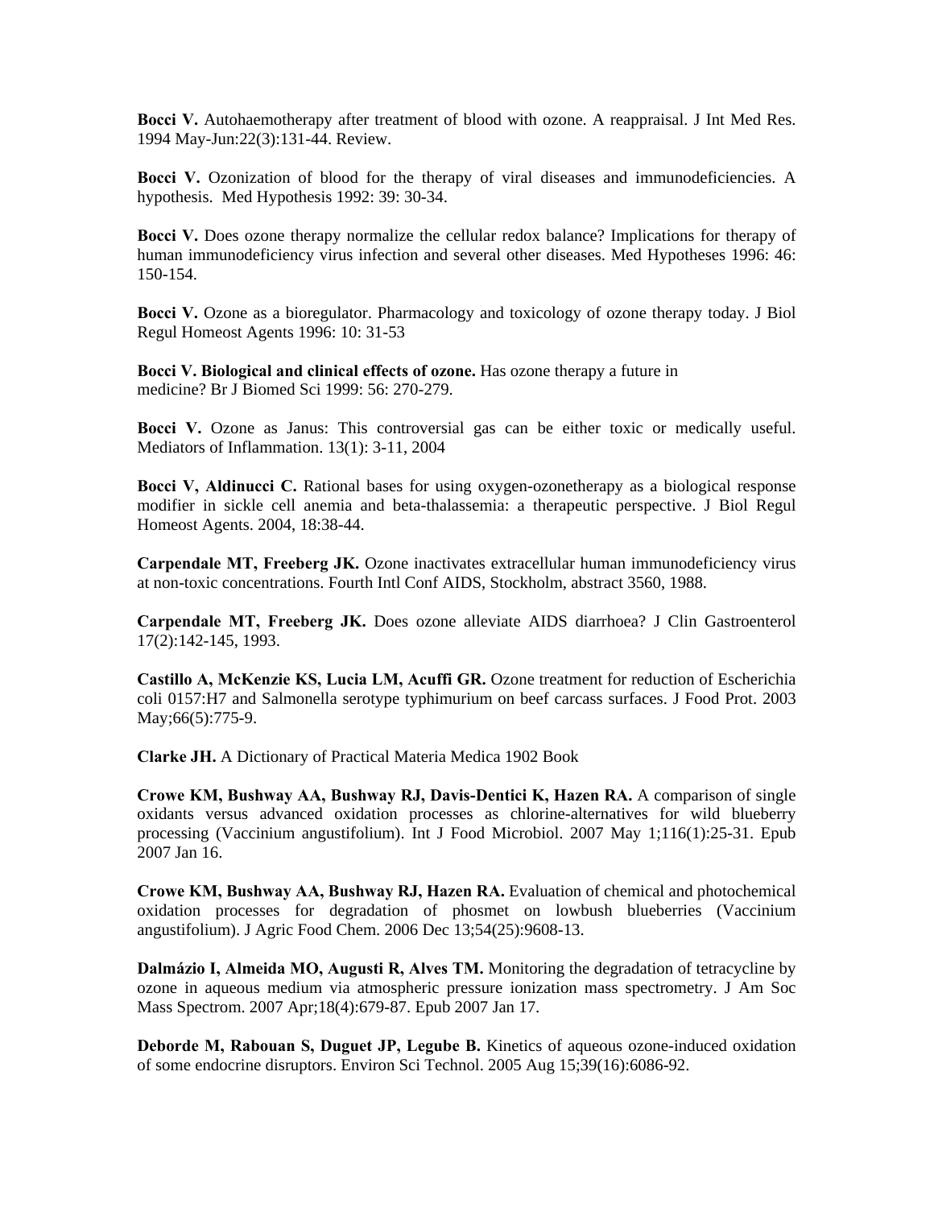**Bocci V.** Autohaemotherapy after treatment of blood with ozone. A reappraisal. J Int Med Res. 1994 May-Jun:22(3):131-44. Review.

**Bocci V.** Ozonization of blood for the therapy of viral diseases and immunodeficiencies. A hypothesis. Med Hypothesis 1992: 39: 30-34.

**Bocci V.** Does ozone therapy normalize the cellular redox balance? Implications for therapy of human immunodeficiency virus infection and several other diseases. Med Hypotheses 1996: 46: 150-154.

**Bocci V.** Ozone as a bioregulator. Pharmacology and toxicology of ozone therapy today. J Biol Regul Homeost Agents 1996: 10: 31-53

**Bocci V. Biological and clinical effects of ozone.** Has ozone therapy a future in medicine? Br J Biomed Sci 1999: 56: 270-279.

**Bocci V.** Ozone as Janus: This controversial gas can be either toxic or medically useful. Mediators of Inflammation. 13(1): 3-11, 2004

**Bocci V, Aldinucci C.** Rational bases for using oxygen-ozonetherapy as a biological response modifier in sickle cell anemia and beta-thalassemia: a therapeutic perspective. J Biol Regul Homeost Agents. 2004, 18:38-44.

**Carpendale MT, Freeberg JK.** Ozone inactivates extracellular human immunodeficiency virus at non-toxic concentrations. Fourth Intl Conf AIDS, Stockholm, abstract 3560, 1988.

**Carpendale MT, Freeberg JK.** Does ozone alleviate AIDS diarrhoea? J Clin Gastroenterol 17(2):142-145, 1993.

**Castillo A, McKenzie KS, Lucia LM, Acuffi GR.** Ozone treatment for reduction of Escherichia coli 0157:H7 and Salmonella serotype typhimurium on beef carcass surfaces. J Food Prot. 2003 May;66(5):775-9.

**Clarke JH.** A Dictionary of Practical Materia Medica 1902 Book

**Crowe KM, Bushway AA, Bushway RJ, Davis-Dentici K, Hazen RA.** A comparison of single oxidants versus advanced oxidation processes as chlorine-alternatives for wild blueberry processing (Vaccinium angustifolium). Int J Food Microbiol. 2007 May 1;116(1):25-31. Epub 2007 Jan 16.

**Crowe KM, Bushway AA, Bushway RJ, Hazen RA.** Evaluation of chemical and photochemical oxidation processes for degradation of phosmet on lowbush blueberries (Vaccinium angustifolium). J Agric Food Chem. 2006 Dec 13;54(25):9608-13.

**Dalmázio I, Almeida MO, Augusti R, Alves TM.** Monitoring the degradation of tetracycline by ozone in aqueous medium via atmospheric pressure ionization mass spectrometry. J Am Soc Mass Spectrom. 2007 Apr;18(4):679-87. Epub 2007 Jan 17.

**Deborde M, Rabouan S, Duguet JP, Legube B.** Kinetics of aqueous ozone-induced oxidation of some endocrine disruptors. Environ Sci Technol. 2005 Aug 15;39(16):6086-92.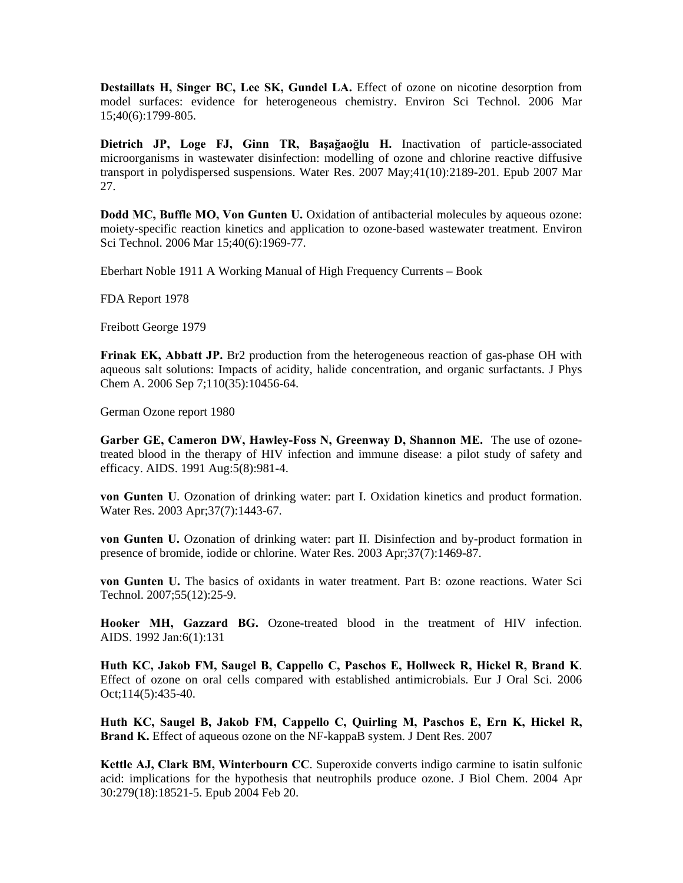**Destaillats H, Singer BC, Lee SK, Gundel LA.** Effect of ozone on nicotine desorption from model surfaces: evidence for heterogeneous chemistry. Environ Sci Technol. 2006 Mar 15;40(6):1799-805.

**Dietrich JP, Loge FJ, Ginn TR, Başağaoğlu H.** Inactivation of particle-associated microorganisms in wastewater disinfection: modelling of ozone and chlorine reactive diffusive transport in polydispersed suspensions. Water Res. 2007 May;41(10):2189-201. Epub 2007 Mar 27.

**Dodd MC, Buffle MO, Von Gunten U.** Oxidation of antibacterial molecules by aqueous ozone: moiety-specific reaction kinetics and application to ozone-based wastewater treatment. Environ Sci Technol. 2006 Mar 15;40(6):1969-77.

Eberhart Noble 1911 A Working Manual of High Frequency Currents – Book

FDA Report 1978

Freibott George 1979

**Frinak EK, Abbatt JP.** Br2 production from the heterogeneous reaction of gas-phase OH with aqueous salt solutions: Impacts of acidity, halide concentration, and organic surfactants. J Phys Chem A. 2006 Sep 7;110(35):10456-64.

German Ozone report 1980

**Garber GE, Cameron DW, Hawley-Foss N, Greenway D, Shannon ME.** The use of ozone-treated blood in the therapy of HIV infection and immune disease: a pilot study of safety and efficacy. AIDS. 1991 Aug:5(8):981-4.

**von Gunten U**. Ozonation of drinking water: part I. Oxidation kinetics and product formation. Water Res. 2003 Apr;37(7):1443-67.

**von Gunten U.** Ozonation of drinking water: part II. Disinfection and by-product formation in presence of bromide, iodide or chlorine. Water Res. 2003 Apr;37(7):1469-87.

**von Gunten U.** The basics of oxidants in water treatment. Part B: ozone reactions. Water Sci Technol. 2007;55(12):25-9.

**Hooker MH, Gazzard BG.** Ozone-treated blood in the treatment of HIV infection. AIDS. 1992 Jan:6(1):131

**Huth KC, Jakob FM, Saugel B, Cappello C, Paschos E, Hollweck R, Hickel R, Brand K**. Effect of ozone on oral cells compared with established antimicrobials. Eur J Oral Sci. 2006 Oct;114(5):435-40.

**Huth KC, Saugel B, Jakob FM, Cappello C, Quirling M, Paschos E, Ern K, Hickel R, Brand K.** Effect of aqueous ozone on the NF-kappaB system. J Dent Res. 2007

**Kettle AJ, Clark BM, Winterbourn CC**. Superoxide converts indigo carmine to isatin sulfonic acid: implications for the hypothesis that neutrophils produce ozone. J Biol Chem. 2004 Apr 30:279(18):18521-5. Epub 2004 Feb 20.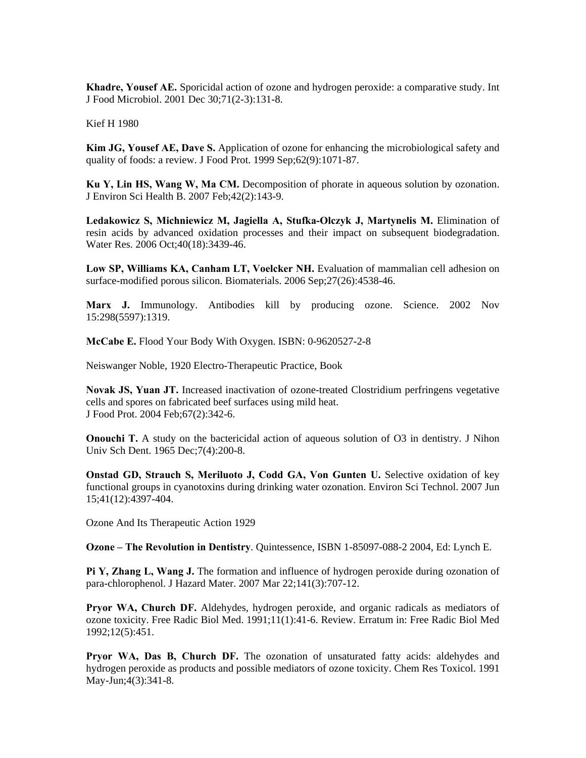**Khadre, Yousef AE.** Sporicidal action of ozone and hydrogen peroxide: a comparative study. Int J Food Microbiol. 2001 Dec 30;71(2-3):131-8.

Kief H 1980

**Kim JG, Yousef AE, Dave S.** Application of ozone for enhancing the microbiological safety and quality of foods: a review. J Food Prot. 1999 Sep;62(9):1071-87.

**Ku Y, Lin HS, Wang W, Ma CM.** Decomposition of phorate in aqueous solution by ozonation. J Environ Sci Health B. 2007 Feb;42(2):143-9.

**Ledakowicz S, Michniewicz M, Jagiella A, Stufka-Olczyk J, Martynelis M.** Elimination of resin acids by advanced oxidation processes and their impact on subsequent biodegradation. Water Res. 2006 Oct;40(18):3439-46.

**Low SP, Williams KA, Canham LT, Voelcker NH.** Evaluation of mammalian cell adhesion on surface-modified porous silicon. Biomaterials. 2006 Sep;27(26):4538-46.

**Marx J.** Immunology. Antibodies kill by producing ozone. Science. 2002 Nov 15:298(5597):1319.

**McCabe E.** Flood Your Body With Oxygen. ISBN: 0-9620527-2-8

Neiswanger Noble, 1920 Electro-Therapeutic Practice, Book

**Novak JS, Yuan JT.** Increased inactivation of ozone-treated Clostridium perfringens vegetative cells and spores on fabricated beef surfaces using mild heat.
J Food Prot. 2004 Feb;67(2):342-6.

**Onouchi T.** A study on the bactericidal action of aqueous solution of O3 in dentistry. J Nihon Univ Sch Dent. 1965 Dec;7(4):200-8.

**Onstad GD, Strauch S, Meriluoto J, Codd GA, Von Gunten U.** Selective oxidation of key functional groups in cyanotoxins during drinking water ozonation. Environ Sci Technol. 2007 Jun 15;41(12):4397-404.

Ozone And Its Therapeutic Action 1929

**Ozone – The Revolution in Dentistry**. Quintessence, ISBN 1-85097-088-2 2004, Ed: Lynch E.

**Pi Y, Zhang L, Wang J.** The formation and influence of hydrogen peroxide during ozonation of para-chlorophenol. J Hazard Mater. 2007 Mar 22;141(3):707-12.

**Pryor WA, Church DF.** Aldehydes, hydrogen peroxide, and organic radicals as mediators of ozone toxicity. Free Radic Biol Med. 1991;11(1):41-6. Review. Erratum in: Free Radic Biol Med 1992;12(5):451.

**Pryor WA, Das B, Church DF.** The ozonation of unsaturated fatty acids: aldehydes and hydrogen peroxide as products and possible mediators of ozone toxicity. Chem Res Toxicol. 1991 May-Jun;4(3):341-8.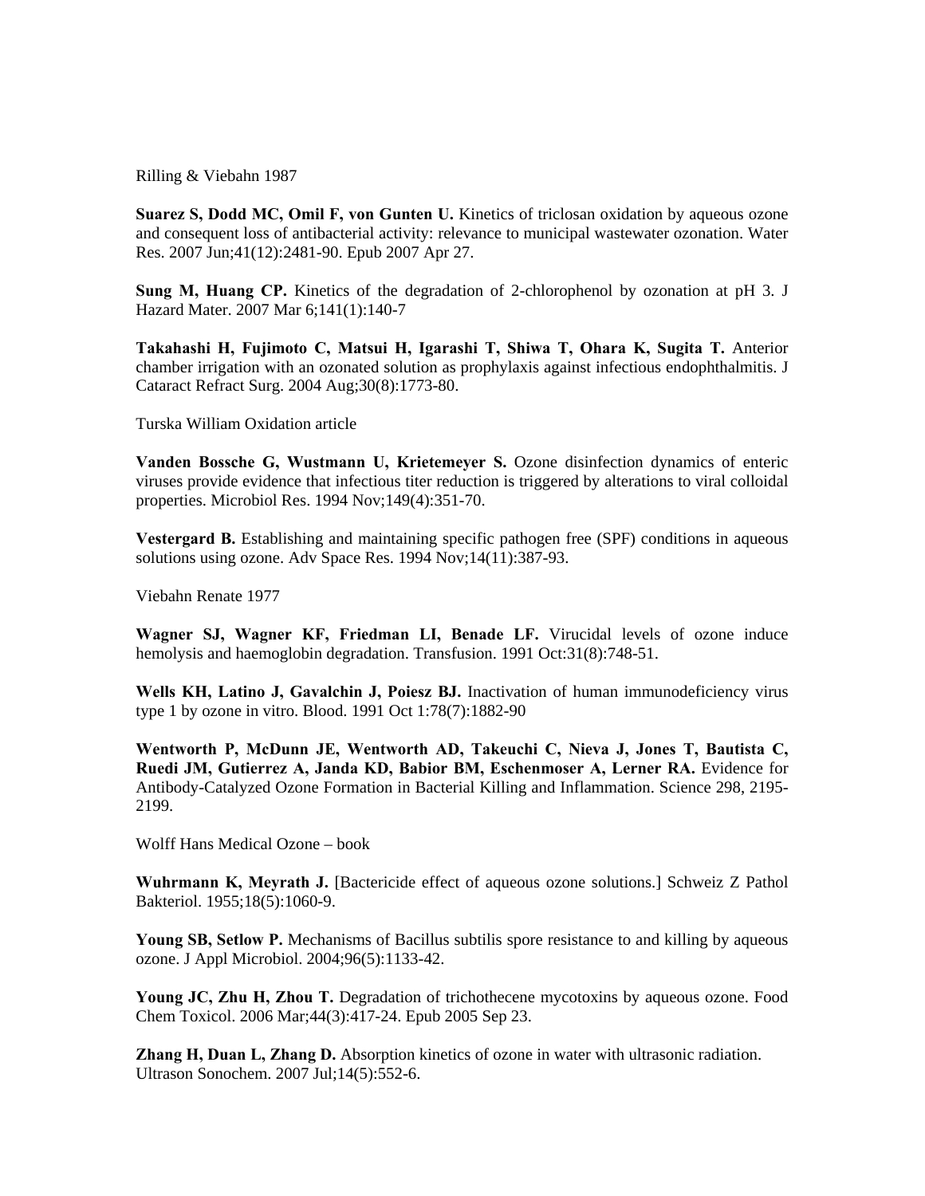Rilling & Viebahn 1987

**Suarez S, Dodd MC, Omil F, von Gunten U.** Kinetics of triclosan oxidation by aqueous ozone and consequent loss of antibacterial activity: relevance to municipal wastewater ozonation. Water Res. 2007 Jun;41(12):2481-90. Epub 2007 Apr 27.

**Sung M, Huang CP.** Kinetics of the degradation of 2-chlorophenol by ozonation at pH 3. J Hazard Mater. 2007 Mar 6;141(1):140-7

**Takahashi H, Fujimoto C, Matsui H, Igarashi T, Shiwa T, Ohara K, Sugita T.** Anterior chamber irrigation with an ozonated solution as prophylaxis against infectious endophthalmitis. J Cataract Refract Surg. 2004 Aug;30(8):1773-80.

Turska William Oxidation article

**Vanden Bossche G, Wustmann U, Krietemeyer S.** Ozone disinfection dynamics of enteric viruses provide evidence that infectious titer reduction is triggered by alterations to viral colloidal properties. Microbiol Res. 1994 Nov;149(4):351-70.

**Vestergard B.** Establishing and maintaining specific pathogen free (SPF) conditions in aqueous solutions using ozone. Adv Space Res. 1994 Nov;14(11):387-93.

Viebahn Renate 1977

**Wagner SJ, Wagner KF, Friedman LI, Benade LF.** Virucidal levels of ozone induce hemolysis and haemoglobin degradation. Transfusion. 1991 Oct:31(8):748-51.

**Wells KH, Latino J, Gavalchin J, Poiesz BJ.** Inactivation of human immunodeficiency virus type 1 by ozone in vitro. Blood. 1991 Oct 1:78(7):1882-90

**Wentworth P, McDunn JE, Wentworth AD, Takeuchi C, Nieva J, Jones T, Bautista C, Ruedi JM, Gutierrez A, Janda KD, Babior BM, Eschenmoser A, Lerner RA.** Evidence for Antibody-Catalyzed Ozone Formation in Bacterial Killing and Inflammation. Science 298, 2195-2199.

Wolff Hans Medical Ozone – book

**Wuhrmann K, Meyrath J.** [Bactericide effect of aqueous ozone solutions.] Schweiz Z Pathol Bakteriol. 1955;18(5):1060-9.

**Young SB, Setlow P.** Mechanisms of Bacillus subtilis spore resistance to and killing by aqueous ozone. J Appl Microbiol. 2004;96(5):1133-42.

**Young JC, Zhu H, Zhou T.** Degradation of trichothecene mycotoxins by aqueous ozone. Food Chem Toxicol. 2006 Mar;44(3):417-24. Epub 2005 Sep 23.

**Zhang H, Duan L, Zhang D.** Absorption kinetics of ozone in water with ultrasonic radiation. Ultrason Sonochem. 2007 Jul;14(5):552-6.